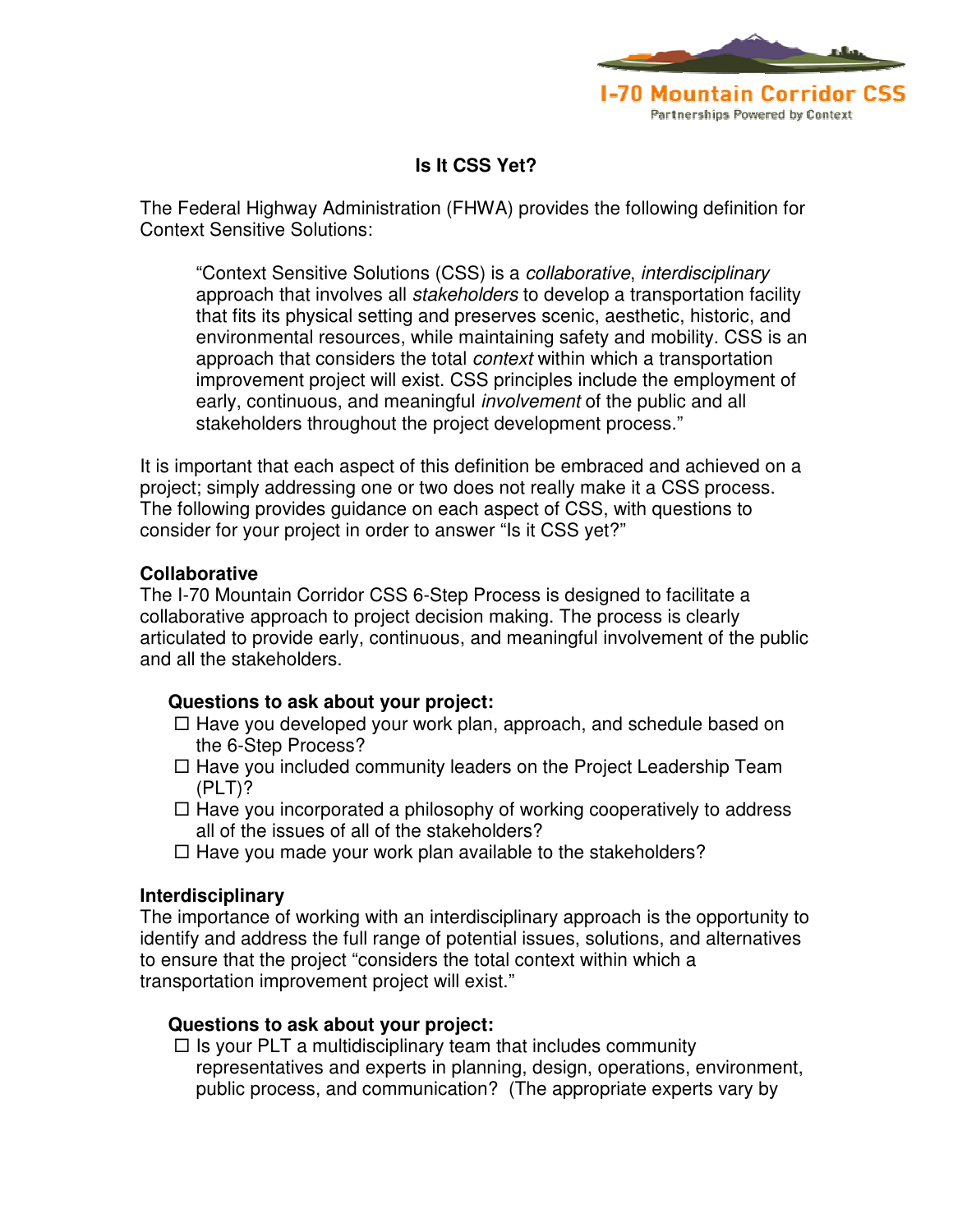I-70 Mountain Corridor CSS
Partnerships Powered by Context

# Is It CSS Yet?

The Federal Highway Administration (FHWA) provides the following definition for Context Sensitive Solutions:

> "Context Sensitive Solutions (CSS) is a *collaborative*, *interdisciplinary* approach that involves all *stakeholders* to develop a transportation facility that fits its physical setting and preserves scenic, aesthetic, historic, and environmental resources, while maintaining safety and mobility. CSS is an approach that considers the total *context* within which a transportation improvement project will exist. CSS principles include the employment of early, continuous, and meaningful *involvement* of the public and all stakeholders throughout the project development process."

It is important that each aspect of this definition be embraced and achieved on a project; simply addressing one or two does not really make it a CSS process. The following provides guidance on each aspect of CSS, with questions to consider for your project in order to answer "Is it CSS yet?"

## Collaborative

The I-70 Mountain Corridor CSS 6-Step Process is designed to facilitate a collaborative approach to project decision making. The process is clearly articulated to provide early, continuous, and meaningful involvement of the public and all the stakeholders.

**Questions to ask about your project:**

- ☐ Have you developed your work plan, approach, and schedule based on the 6-Step Process?
- ☐ Have you included community leaders on the Project Leadership Team (PLT)?
- ☐ Have you incorporated a philosophy of working cooperatively to address all of the issues of all of the stakeholders?
- ☐ Have you made your work plan available to the stakeholders?

## Interdisciplinary

The importance of working with an interdisciplinary approach is the opportunity to identify and address the full range of potential issues, solutions, and alternatives to ensure that the project "considers the total context within which a transportation improvement project will exist."

**Questions to ask about your project:**

- ☐ Is your PLT a multidisciplinary team that includes community representatives and experts in planning, design, operations, environment, public process, and communication? (The appropriate experts vary by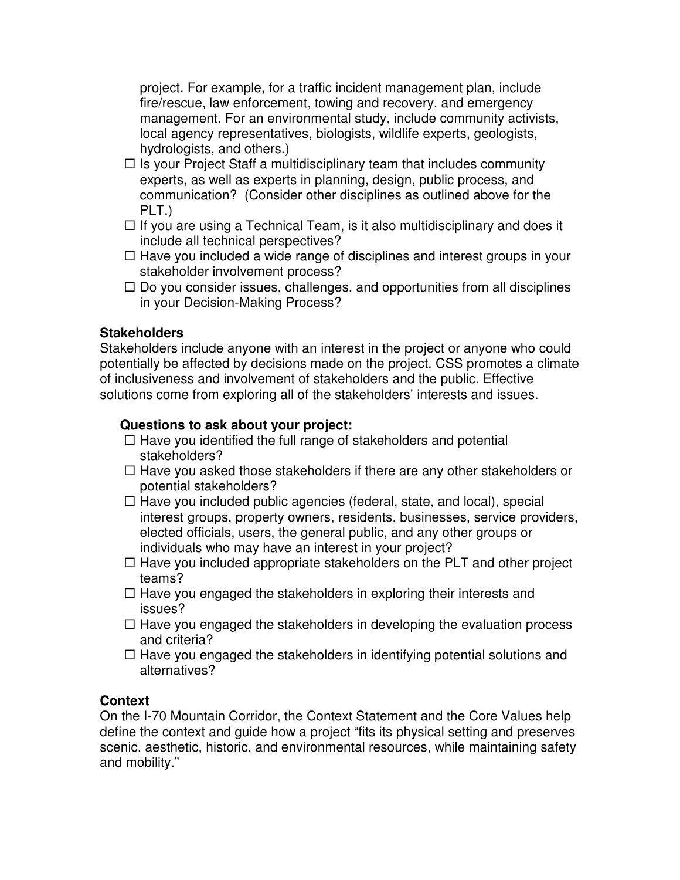project. For example, for a traffic incident management plan, include fire/rescue, law enforcement, towing and recovery, and emergency management. For an environmental study, include community activists, local agency representatives, biologists, wildlife experts, geologists, hydrologists, and others.)

- ☐ Is your Project Staff a multidisciplinary team that includes community experts, as well as experts in planning, design, public process, and communication? (Consider other disciplines as outlined above for the PLT.)
- ☐ If you are using a Technical Team, is it also multidisciplinary and does it include all technical perspectives?
- ☐ Have you included a wide range of disciplines and interest groups in your stakeholder involvement process?
- ☐ Do you consider issues, challenges, and opportunities from all disciplines in your Decision-Making Process?

### Stakeholders

Stakeholders include anyone with an interest in the project or anyone who could potentially be affected by decisions made on the project. CSS promotes a climate of inclusiveness and involvement of stakeholders and the public. Effective solutions come from exploring all of the stakeholders' interests and issues.

**Questions to ask about your project:**

- ☐ Have you identified the full range of stakeholders and potential stakeholders?
- ☐ Have you asked those stakeholders if there are any other stakeholders or potential stakeholders?
- ☐ Have you included public agencies (federal, state, and local), special interest groups, property owners, residents, businesses, service providers, elected officials, users, the general public, and any other groups or individuals who may have an interest in your project?
- ☐ Have you included appropriate stakeholders on the PLT and other project teams?
- ☐ Have you engaged the stakeholders in exploring their interests and issues?
- ☐ Have you engaged the stakeholders in developing the evaluation process and criteria?
- ☐ Have you engaged the stakeholders in identifying potential solutions and alternatives?

### Context

On the I-70 Mountain Corridor, the Context Statement and the Core Values help define the context and guide how a project "fits its physical setting and preserves scenic, aesthetic, historic, and environmental resources, while maintaining safety and mobility."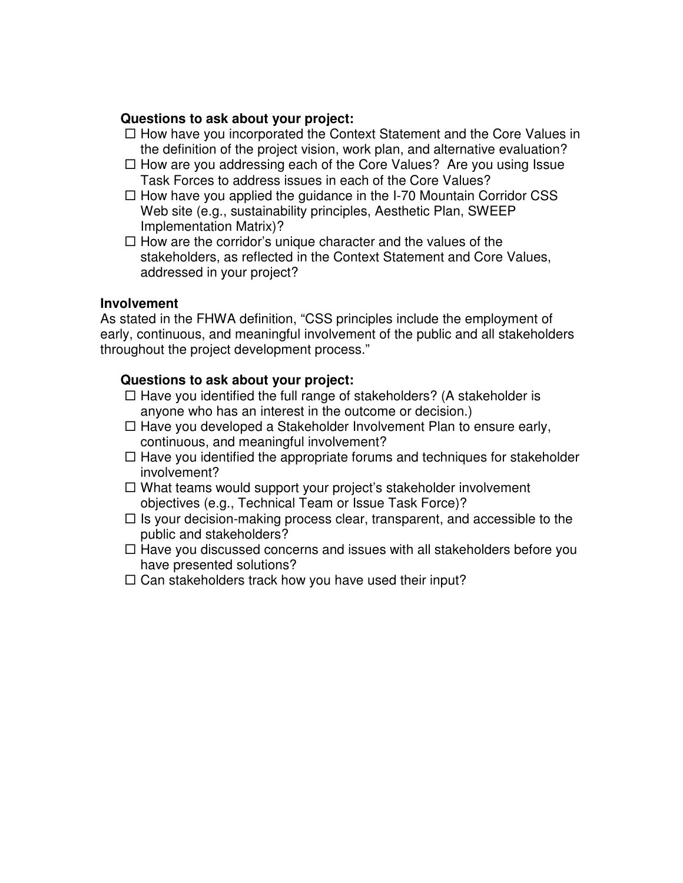**Questions to ask about your project:**

- ☐ How have you incorporated the Context Statement and the Core Values in the definition of the project vision, work plan, and alternative evaluation?
- ☐ How are you addressing each of the Core Values? Are you using Issue Task Forces to address issues in each of the Core Values?
- ☐ How have you applied the guidance in the I-70 Mountain Corridor CSS Web site (e.g., sustainability principles, Aesthetic Plan, SWEEP Implementation Matrix)?
- ☐ How are the corridor's unique character and the values of the stakeholders, as reflected in the Context Statement and Core Values, addressed in your project?

**Involvement**

As stated in the FHWA definition, "CSS principles include the employment of early, continuous, and meaningful involvement of the public and all stakeholders throughout the project development process."

**Questions to ask about your project:**

- ☐ Have you identified the full range of stakeholders? (A stakeholder is anyone who has an interest in the outcome or decision.)
- ☐ Have you developed a Stakeholder Involvement Plan to ensure early, continuous, and meaningful involvement?
- ☐ Have you identified the appropriate forums and techniques for stakeholder involvement?
- ☐ What teams would support your project's stakeholder involvement objectives (e.g., Technical Team or Issue Task Force)?
- ☐ Is your decision-making process clear, transparent, and accessible to the public and stakeholders?
- ☐ Have you discussed concerns and issues with all stakeholders before you have presented solutions?
- ☐ Can stakeholders track how you have used their input?